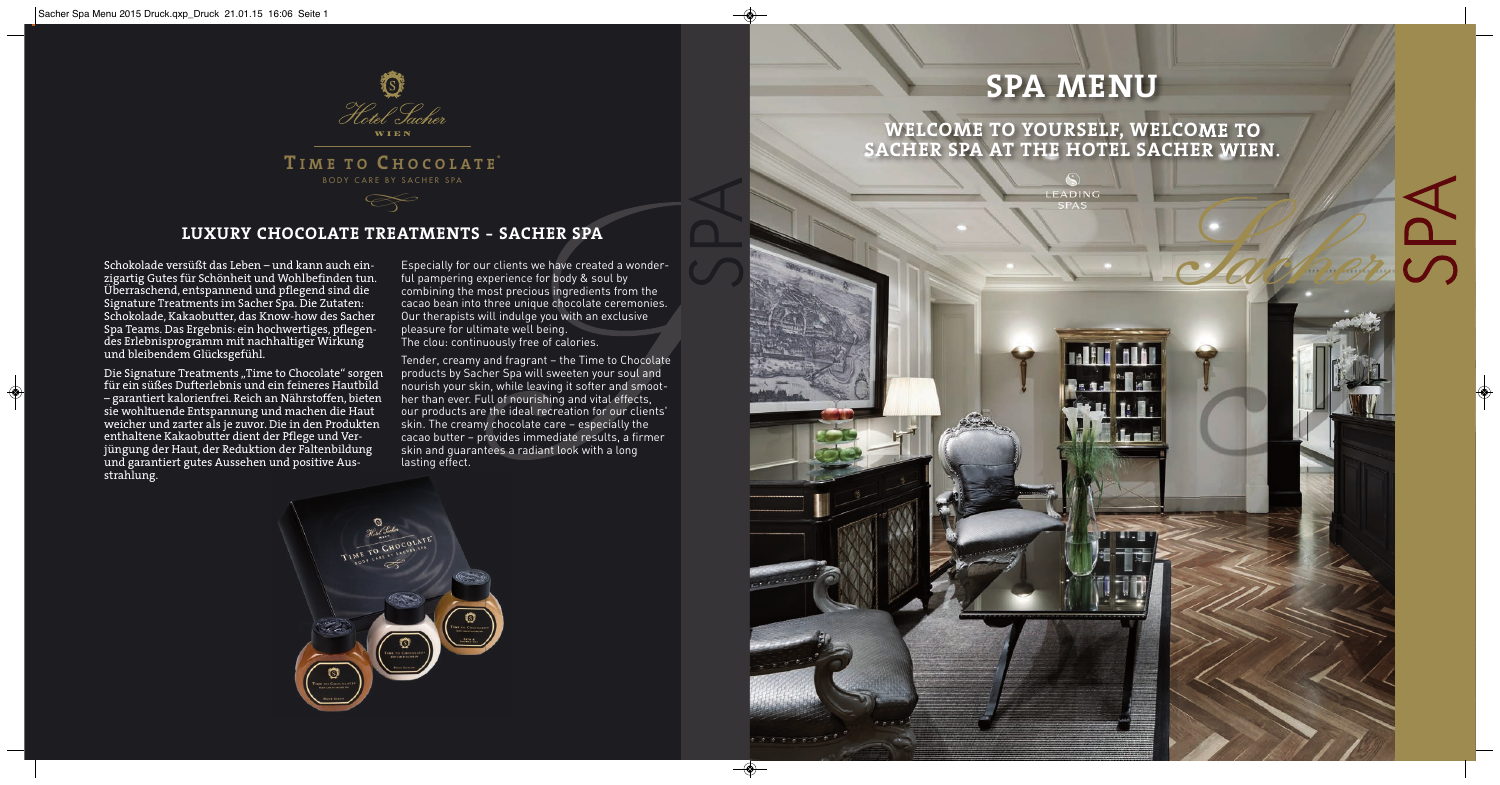Hotel Sacher
WIEN

TIME TO CHOCOLATE®
BODY CARE BY SACHER SPA

## LUXURY CHOCOLATE TREATMENTS – SACHER SPA

Schokolade versüßt das Leben – und kann auch einzigartig Gutes für Schönheit und Wohlbefinden tun. Überraschend, entspannend und pflegend sind die Signature Treatments im Sacher Spa. Die Zutaten: Schokolade, Kakaobutter, das Know-how des Sacher Spa Teams. Das Ergebnis: ein hochwertiges, pflegendes Erlebnisprogramm mit nachhaltiger Wirkung und bleibendem Glücksgefühl.

Die Signature Treatments „Time to Chocolate" sorgen für ein süßes Dufterlebnis und ein feineres Hautbild – garantiert kalorienfrei. Reich an Nährstoffen, bieten sie wohltuende Entspannung und machen die Haut weicher und zarter als je zuvor. Die in den Produkten enthaltene Kakaobutter dient der Pflege und Verjüngung der Haut, der Reduktion der Faltenbildung und garantiert gutes Aussehen und positive Ausstrahlung.

Especially for our clients we have created a wonderful pampering experience for body & soul by combining the most precious ingredients from the cacao bean into three unique chocolate ceremonies. Our therapists will indulge you with an exclusive pleasure for ultimate well being.
The clou: continuously free of calories.

Tender, creamy and fragrant – the Time to Chocolate products by Sacher Spa will sweeten your soul and nourish your skin, while leaving it softer and smoother than ever. Full of nourishing and vital effects, our products are the ideal recreation for our clients' skin. The creamy chocolate care – especially the cacao butter – provides immediate results, a firmer skin and guarantees a radiant look with a long lasting effect.

# SPA MENU

## WELCOME TO YOURSELF, WELCOME TO SACHER SPA AT THE HOTEL SACHER WIEN.

LEADING SPAS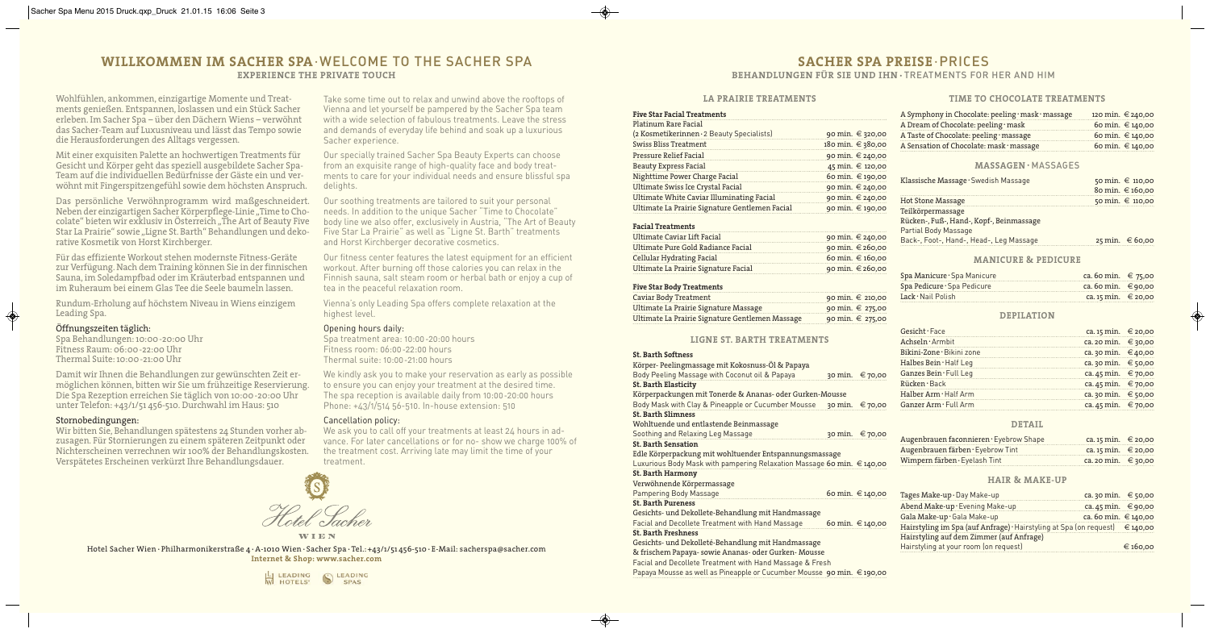# WILLKOMMEN IM SACHER SPA · WELCOME TO THE SACHER SPA

## EXPERIENCE THE PRIVATE TOUCH

Wohlfühlen, ankommen, einzigartige Momente und Treatments genießen. Entspannen, loslassen und ein Stück Sacher erleben. Im Sacher Spa – über den Dächern Wiens – verwöhnt das Sacher-Team auf Luxusniveau und lässt das Tempo sowie die Herausforderungen des Alltags vergessen.

Mit einer exquisiten Palette an hochwertigen Treatments für Gesicht und Körper geht das speziell ausgebildete Sacher Spa-Team auf die individuellen Bedürfnisse der Gäste ein und verwöhnt mit Fingerspitzengefühl sowie dem höchsten Anspruch.

Das persönliche Verwöhnprogramm wird maßgeschneidert. Neben der einzigartigen Sacher Körperpflege-Linie „Time to Chocolate" bieten wir exklusiv in Österreich „The Art of Beauty Five Star La Prairie" sowie „Ligne St. Barth" Behandlungen und dekorative Kosmetik von Horst Kirchberger.

Für das effiziente Workout stehen modernste Fitness-Geräte zur Verfügung. Nach dem Training können Sie in der finnischen Sauna, im Soledampfbad oder im Kräuterbad entspannen und im Ruheraum bei einem Glas Tee die Seele baumeln lassen.

Rundum-Erholung auf höchstem Niveau in Wiens einzigem Leading Spa.

### Öffnungszeiten täglich:

Spa Behandlungen: 10:00-20:00 Uhr
Fitness Raum: 06:00-22:00 Uhr
Thermal Suite: 10:00-21:00 Uhr

Damit wir Ihnen die Behandlungen zur gewünschten Zeit ermöglichen können, bitten wir Sie um frühzeitige Reservierung. Die Spa Rezeption erreichen Sie täglich von 10:00-20:00 Uhr unter Telefon: +43/1/51 456-510. Durchwahl im Haus: 510

### Stornobedingungen:

Wir bitten Sie, Behandlungen spätestens 24 Stunden vorher abzusagen. Für Stornierungen zu einem späteren Zeitpunkt oder Nichterscheinen verrechnen wir 100% der Behandlungskosten. Verspätetes Erscheinen verkürzt Ihre Behandlungsdauer.

Take some time out to relax and unwind above the rooftops of Vienna and let yourself be pampered by the Sacher Spa team with a wide selection of fabulous treatments. Leave the stress and demands of everyday life behind and soak up a luxurious Sacher experience.

Our specially trained Sacher Spa Beauty Experts can choose from an exquisite range of high-quality face and body treatments to care for your individual needs and ensure blissful spa delights.

Our soothing treatments are tailored to suit your personal needs. In addition to the unique Sacher "Time to Chocolate" body line we also offer, exclusively in Austria, "The Art of Beauty Five Star La Prairie" as well as "Ligne St. Barth" treatments and Horst Kirchberger decorative cosmetics.

Our fitness center features the latest equipment for an efficient workout. After burning off those calories you can relax in the Finnish sauna, salt steam room or herbal bath or enjoy a cup of tea in the peaceful relaxation room.

Vienna's only Leading Spa offers complete relaxation at the highest level.

### Opening hours daily:

Spa treatment area: 10:00-20:00 hours
Fitness room: 06:00-22:00 hours
Thermal suite: 10:00-21:00 hours

We kindly ask you to make your reservation as early as possible to ensure you can enjoy your treatment at the desired time. The spa reception is available daily from 10:00-20:00 hours Phone: +43/1/514 56-510. In-house extension: 510

### Cancellation policy:

We ask you to call off your treatments at least 24 hours in advance. For later cancellations or for no-show we charge 100% of the treatment cost. Arriving late may limit the time of your treatment.

Hotel Sacher
WIEN

Hotel Sacher Wien · Philharmonikerstraße 4 · A-1010 Wien · Sacher Spa · Tel.: +43/1/51 456-510 · E-Mail: sacherspa@sacher.com
**Internet & Shop: www.sacher.com**

LEADING HOTELS · LEADING SPAS

# SACHER SPA PREISE · PRICES

## BEHANDLUNGEN FÜR SIE UND IHN · TREATMENTS FOR HER AND HIM

### LA PRAIRIE TREATMENTS

| **Five Star Facial Treatments** | | |
|---|---|---|
| Platinum Rare Facial (2 Kosmetikerinnen · 2 Beauty Specialists) | 90 min. | € 320,00 |
| Swiss Bliss Treatment | 180 min. | € 380,00 |
| Pressure Relief Facial | 90 min. | € 240,00 |
| Beauty Express Facial | 45 min. | € 120,00 |
| Nighttime Power Charge Facial | 60 min. | € 190,00 |
| Ultimate Swiss Ice Crystal Facial | 90 min. | € 240,00 |
| Ultimate White Caviar Illuminating Facial | 90 min. | € 240,00 |
| Ultimate La Prairie Signature Gentlemen Facial | 90 min. | € 190,00 |

| **Facial Treatments** | | |
|---|---|---|
| Ultimate Caviar Lift Facial | 90 min. | € 240,00 |
| Ultimate Pure Gold Radiance Facial | 90 min. | € 260,00 |
| Cellular Hydrating Facial | 60 min. | € 160,00 |
| Ultimate La Prairie Signature Facial | 90 min. | € 260,00 |

| **Five Star Body Treatments** | | |
|---|---|---|
| Caviar Body Treatment | 90 min. | € 210,00 |
| Ultimate La Prairie Signature Massage | 90 min. | € 275,00 |
| Ultimate La Prairie Signature Gentlemen Massage | 90 min. | € 275,00 |

### LIGNE ST. BARTH TREATMENTS

| | | |
|---|---|---|
| **St. Barth Softness** Körper- Peelingmassage mit Kokosnuss-Öl & Papaya / Body Peeling Massage with Coconut oil & Papaya | 30 min. | € 70,00 |
| **St. Barth Elasticity** Körperpackungen mit Tonerde & Ananas- oder Gurken-Mousse / Body Mask with Clay & Pineapple or Cucumber Mousse | 30 min. | € 70,00 |
| **St. Barth Slimness** Wohltuende und entlastende Beinmassage / Soothing and Relaxing Leg Massage | 30 min. | € 70,00 |
| **St. Barth Sensation** Edle Körperpackung mit wohltuender Entspannungsmassage / Luxurious Body Mask with pampering Relaxation Massage | 60 min. | € 140,00 |
| **St. Barth Harmony** Verwöhnende Körpermassage / Pampering Body Massage | 60 min. | € 140,00 |
| **St. Barth Pureness** Gesichts- und Dekollete-Behandlung mit Handmassage / Facial and Decollete Treatment with Hand Massage | 60 min. | € 140,00 |
| **St. Barth Freshness** Gesichts- und Dekolleté-Behandlung mit Handmassage & frischem Papaya- sowie Ananas- oder Gurken- Mousse / Facial and Decollete Treatment with Hand Massage & Fresh Papaya Mousse as well as Pineapple or Cucumber Mousse | 90 min. | € 190,00 |

### TIME TO CHOCOLATE TREATMENTS

| | | |
|---|---|---|
| A Symphony in Chocolate: peeling · mask · massage | 120 min. | € 240,00 |
| A Dream of Chocolate: peeling · mask | 60 min. | € 140,00 |
| A Taste of Chocolate: peeling · massage | 60 min. | € 140,00 |
| A Sensation of Chocolate: mask · massage | 60 min. | € 140,00 |

### MASSAGEN · MASSAGES

| | | |
|---|---|---|
| Klassische Massage · Swedish Massage | 50 min. | € 110,00 |
| | 80 min. | € 160,00 |
| Hot Stone Massage | 50 min. | € 110,00 |
| Teilkörpermassage Rücken-, Fuß-, Hand-, Kopf-, Beinmassage / Partial Body Massage Back-, Foot-, Hand-, Head-, Leg Massage | 25 min. | € 60,00 |

### MANICURE & PEDICURE

| | | |
|---|---|---|
| Spa Manicure · Spa Manicure | ca. 60 min. | € 75,00 |
| Spa Pedicure · Spa Pedicure | ca. 60 min. | € 90,00 |
| Lack · Nail Polish | ca. 15 min. | € 20,00 |

### DEPILATION

| | | |
|---|---|---|
| Gesicht · Face | ca. 15 min. | € 20,00 |
| Achseln · Armbit | ca. 20 min. | € 30,00 |
| Bikini-Zone · Bikini zone | ca. 30 min. | € 40,00 |
| Halbes Bein · Half Leg | ca. 30 min. | € 50,00 |
| Ganzes Bein · Full Leg | ca. 45 min. | € 70,00 |
| Rücken · Back | ca. 45 min. | € 70,00 |
| Halber Arm · Half Arm | ca. 30 min. | € 50,00 |
| Ganzer Arm · Full Arm | ca. 45 min. | € 70,00 |

### DETAIL

| | | |
|---|---|---|
| Augenbrauen faconnieren · Eyebrow Shape | ca. 15 min. | € 20,00 |
| Augenbrauen färben · Eyebrow Tint | ca. 15 min. | € 20,00 |
| Wimpern färben · Eyelash Tint | ca. 20 min. | € 30,00 |

### HAIR & MAKE-UP

| | | |
|---|---|---|
| Tages Make-up · Day Make-up | ca. 30 min. | € 50,00 |
| Abend Make-up · Evening Make-up | ca. 45 min. | € 90,00 |
| Gala Make-up · Gala Make-up | ca. 60 min. | € 140,00 |
| Hairstyling im Spa (auf Anfrage) · Hairstyling at Spa (on request) | | € 140,00 |
| Hairstyling auf dem Zimmer (auf Anfrage) / Hairstyling at your room (on request) | | € 160,00 |